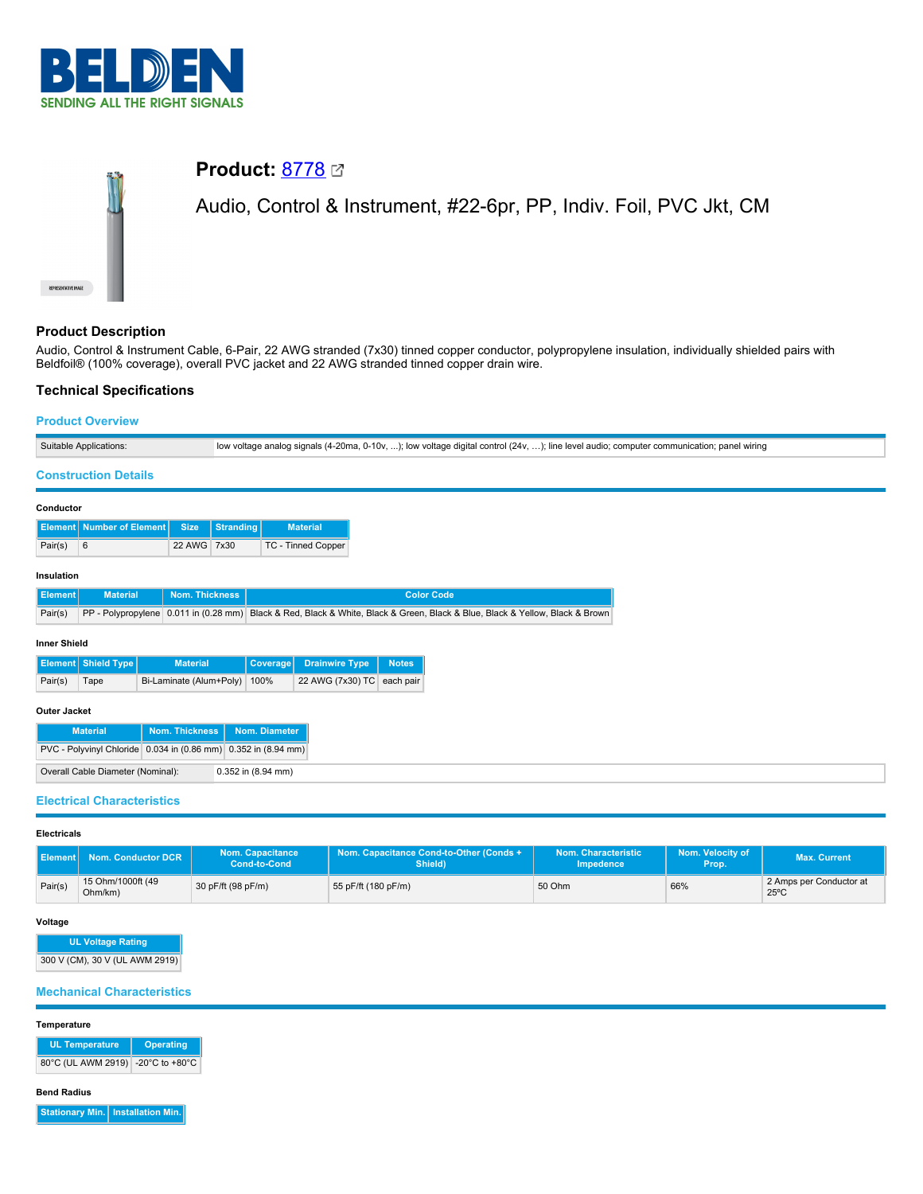# Product: 8778

## Audio, Control & Instrument, #22-6pr, PP, Indiv. Foil, PVC Jkt, CM

## Product Description

Audio, Control & Instrument Cable, 6-Pair, 22 AWG stranded (7x30) tinned copper conductor, polypropylene insulation, individually shielded pairs with Beldfoil® (100% coverage), overall PVC jacket and 22 AWG stranded tinned copper drain wire.

## Technical Specifications

### Product Overview

| Suitable Applications: | low voltage analog signals (4-20ma, 0-10v, ...); low voltage digital control (24v, ...); line level audio; computer communication; panel wiring |
|---|---|

### Construction Details

**Conductor**

| Element | Number of Element | Size | Stranding | Material |
|---|---|---|---|---|
| Pair(s) | 6 | 22 AWG | 7x30 | TC - Tinned Copper |

**Insulation**

| Element | Material | Nom. Thickness | Color Code |
|---|---|---|---|
| Pair(s) | PP - Polypropylene | 0.011 in (0.28 mm) | Black & Red, Black & White, Black & Green, Black & Blue, Black & Yellow, Black & Brown |

**Inner Shield**

| Element | Shield Type | Material | Coverage | Drainwire Type | Notes |
|---|---|---|---|---|---|
| Pair(s) | Tape | Bi-Laminate (Alum+Poly) | 100% | 22 AWG (7x30) TC | each pair |

**Outer Jacket**

| Material | Nom. Thickness | Nom. Diameter |
|---|---|---|
| PVC - Polyvinyl Chloride | 0.034 in (0.86 mm) | 0.352 in (8.94 mm) |

| Overall Cable Diameter (Nominal): | 0.352 in (8.94 mm) |
|---|---|

### Electrical Characteristics

**Electricals**

| Element | Nom. Conductor DCR | Nom. Capacitance Cond-to-Cond | Nom. Capacitance Cond-to-Other (Conds + Shield) | Nom. Characteristic Impedence | Nom. Velocity of Prop. | Max. Current |
|---|---|---|---|---|---|---|
| Pair(s) | 15 Ohm/1000ft (49 Ohm/km) | 30 pF/ft (98 pF/m) | 55 pF/ft (180 pF/m) | 50 Ohm | 66% | 2 Amps per Conductor at 25°C |

**Voltage**

| UL Voltage Rating |
|---|
| 300 V (CM), 30 V (UL AWM 2919) |

### Mechanical Characteristics

**Temperature**

| UL Temperature | Operating |
|---|---|
| 80°C (UL AWM 2919) | -20°C to +80°C |

**Bend Radius**

| Stationary Min. | Installation Min. |
|---|---|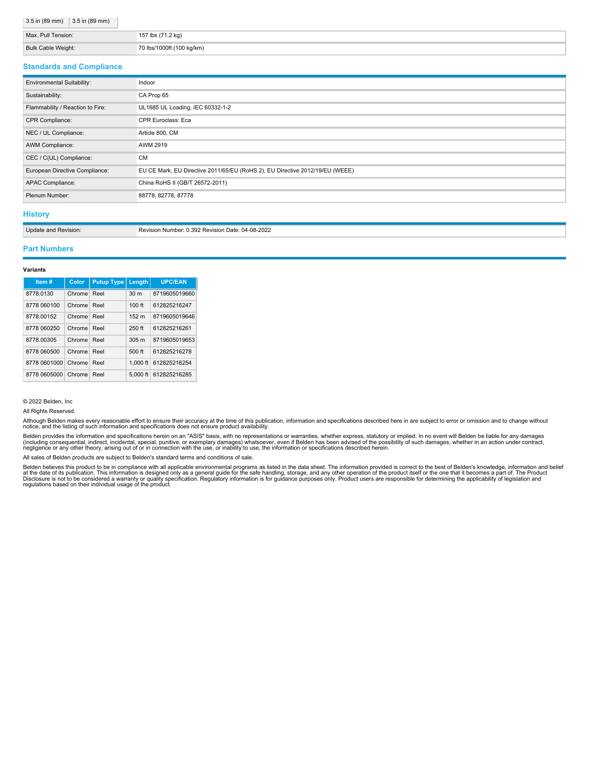| | |
|---|---|
| 3.5 in (89 mm) | 3.5 in (89 mm) |

| | |
|---|---|
| Max. Pull Tension: | 157 lbs (71.2 kg) |
| Bulk Cable Weight: | 70 lbs/1000ft (100 kg/km) |

## Standards and Compliance

| | |
|---|---|
| Environmental Suitability: | Indoor |
| Sustainability: | CA Prop 65 |
| Flammability / Reaction to Fire: | UL1685 UL Loading, IEC 60332-1-2 |
| CPR Compliance: | CPR Euroclass: Eca |
| NEC / UL Compliance: | Article 800, CM |
| AWM Compliance: | AWM 2919 |
| CEC / C(UL) Compliance: | CM |
| European Directive Compliance: | EU CE Mark, EU Directive 2011/65/EU (RoHS 2), EU Directive 2012/19/EU (WEEE) |
| APAC Compliance: | China RoHS II (GB/T 26572-2011) |
| Plenum Number: | 88778, 82778, 87778 |

## History

| | |
|---|---|
| Update and Revision: | Revision Number: 0.392 Revision Date: 04-08-2022 |

## Part Numbers

**Variants**

| Item # | Color | Putup Type | Length | UPC/EAN |
|---|---|---|---|---|
| 8778.0130 | Chrome | Reel | 30 m | 8719605019660 |
| 8778 060100 | Chrome | Reel | 100 ft | 612825216247 |
| 8778.00152 | Chrome | Reel | 152 m | 8719605019646 |
| 8778 060250 | Chrome | Reel | 250 ft | 612825216261 |
| 8778.00305 | Chrome | Reel | 305 m | 8719605019653 |
| 8778 060500 | Chrome | Reel | 500 ft | 612825216278 |
| 8778 0601000 | Chrome | Reel | 1,000 ft | 612825216254 |
| 8778 0605000 | Chrome | Reel | 5,000 ft | 612825216285 |

© 2022 Belden, Inc

All Rights Reserved.

Although Belden makes every reasonable effort to ensure their accuracy at the time of this publication, information and specifications described here in are subject to error or omission and to change without notice, and the listing of such information and specifications does not ensure product availability.

Belden provides the information and specifications herein on an "ASIS" basis, with no representations or warranties, whether express, statutory or implied. In no event will Belden be liable for any damages (including consequential, indirect, incidental, special, punitive, or exemplary damages) whatsoever, even if Belden has been advised of the possibility of such damages, whether in an action under contract, negligence or any other theory, arising out of or in connection with the use, or inability to use, the information or specifications described herein.

All sales of Belden products are subject to Belden's standard terms and conditions of sale.

Belden believes this product to be in compliance with all applicable environmental programs as listed in the data sheet. The information provided is correct to the best of Belden's knowledge, information and belief at the date of its publication. This information is designed only as a general guide for the safe handling, storage, and any other operation of the product itself or the one that it becomes a part of. The Product Disclosure is not to be considered a warranty or quality specification. Regulatory information is for guidance purposes only. Product users are responsible for determining the applicability of legislation and regulations based on their individual usage of the product.